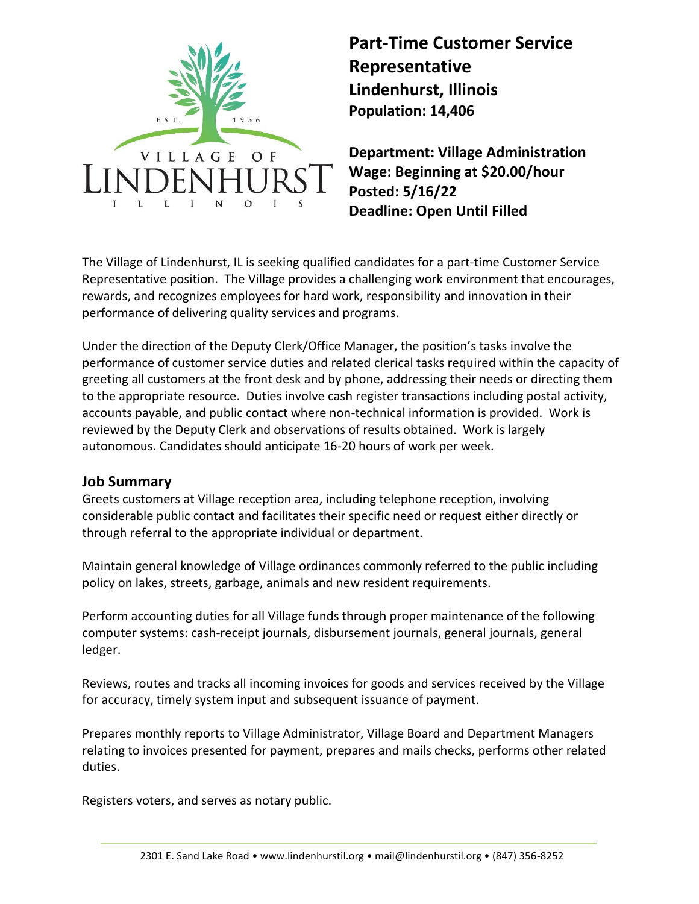# Part-Time Customer Service Representative

**Lindenhurst, Illinois**
**Population: 14,406**

**Department: Village Administration**
**Wage: Beginning at $20.00/hour**
**Posted: 5/16/22**
**Deadline: Open Until Filled**

The Village of Lindenhurst, IL is seeking qualified candidates for a part-time Customer Service Representative position. The Village provides a challenging work environment that encourages, rewards, and recognizes employees for hard work, responsibility and innovation in their performance of delivering quality services and programs.

Under the direction of the Deputy Clerk/Office Manager, the position's tasks involve the performance of customer service duties and related clerical tasks required within the capacity of greeting all customers at the front desk and by phone, addressing their needs or directing them to the appropriate resource. Duties involve cash register transactions including postal activity, accounts payable, and public contact where non-technical information is provided. Work is reviewed by the Deputy Clerk and observations of results obtained. Work is largely autonomous. Candidates should anticipate 16-20 hours of work per week.

## Job Summary

Greets customers at Village reception area, including telephone reception, involving considerable public contact and facilitates their specific need or request either directly or through referral to the appropriate individual or department.

Maintain general knowledge of Village ordinances commonly referred to the public including policy on lakes, streets, garbage, animals and new resident requirements.

Perform accounting duties for all Village funds through proper maintenance of the following computer systems: cash-receipt journals, disbursement journals, general journals, general ledger.

Reviews, routes and tracks all incoming invoices for goods and services received by the Village for accuracy, timely system input and subsequent issuance of payment.

Prepares monthly reports to Village Administrator, Village Board and Department Managers relating to invoices presented for payment, prepares and mails checks, performs other related duties.

Registers voters, and serves as notary public.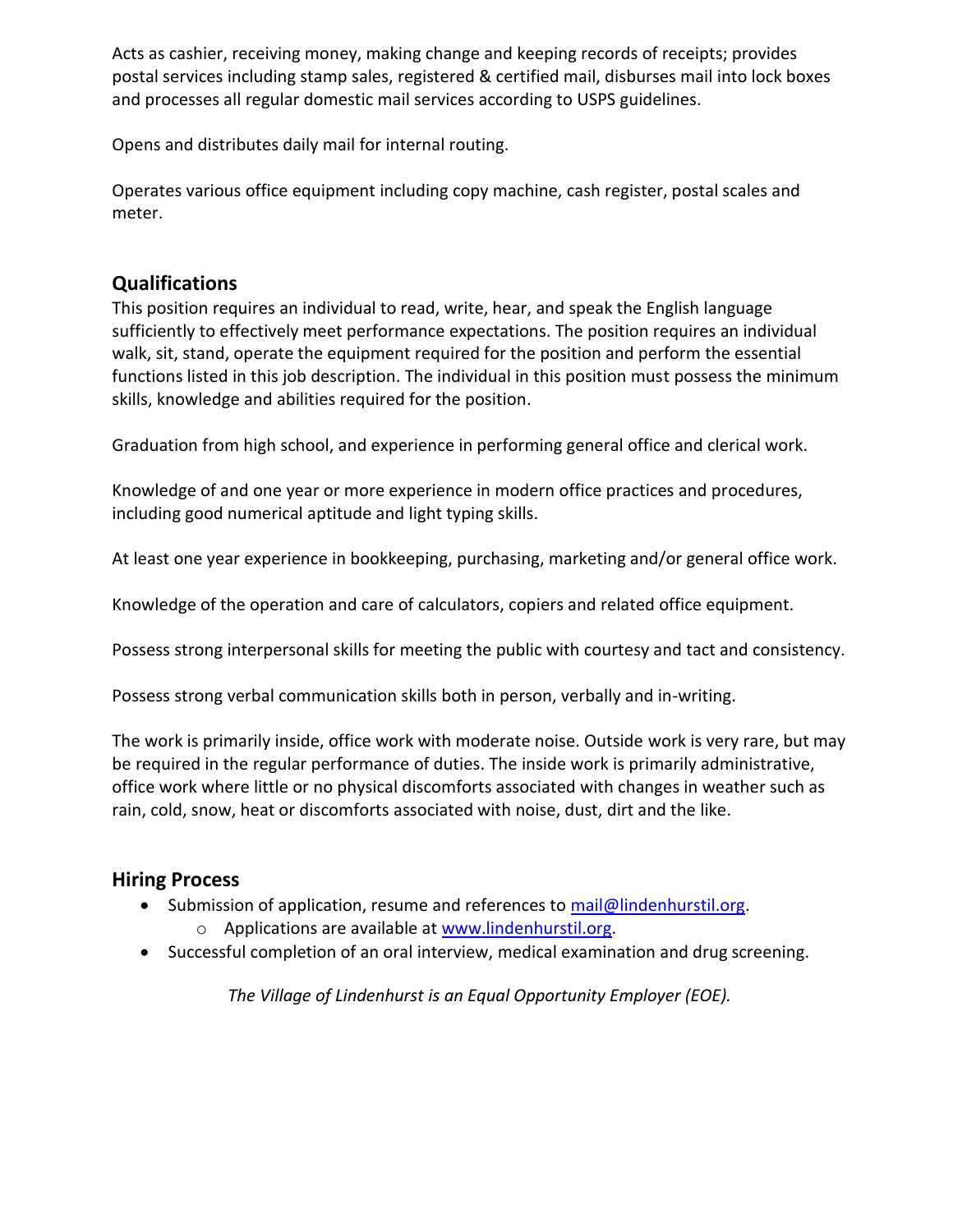Acts as cashier, receiving money, making change and keeping records of receipts; provides postal services including stamp sales, registered & certified mail, disburses mail into lock boxes and processes all regular domestic mail services according to USPS guidelines.

Opens and distributes daily mail for internal routing.

Operates various office equipment including copy machine, cash register, postal scales and meter.

## Qualifications

This position requires an individual to read, write, hear, and speak the English language sufficiently to effectively meet performance expectations. The position requires an individual walk, sit, stand, operate the equipment required for the position and perform the essential functions listed in this job description. The individual in this position must possess the minimum skills, knowledge and abilities required for the position.

Graduation from high school, and experience in performing general office and clerical work.

Knowledge of and one year or more experience in modern office practices and procedures, including good numerical aptitude and light typing skills.

At least one year experience in bookkeeping, purchasing, marketing and/or general office work.

Knowledge of the operation and care of calculators, copiers and related office equipment.

Possess strong interpersonal skills for meeting the public with courtesy and tact and consistency.

Possess strong verbal communication skills both in person, verbally and in-writing.

The work is primarily inside, office work with moderate noise. Outside work is very rare, but may be required in the regular performance of duties. The inside work is primarily administrative, office work where little or no physical discomforts associated with changes in weather such as rain, cold, snow, heat or discomforts associated with noise, dust, dirt and the like.

## Hiring Process

- Submission of application, resume and references to mail@lindenhurstil.org.
  - Applications are available at www.lindenhurstil.org.
- Successful completion of an oral interview, medical examination and drug screening.

*The Village of Lindenhurst is an Equal Opportunity Employer (EOE).*